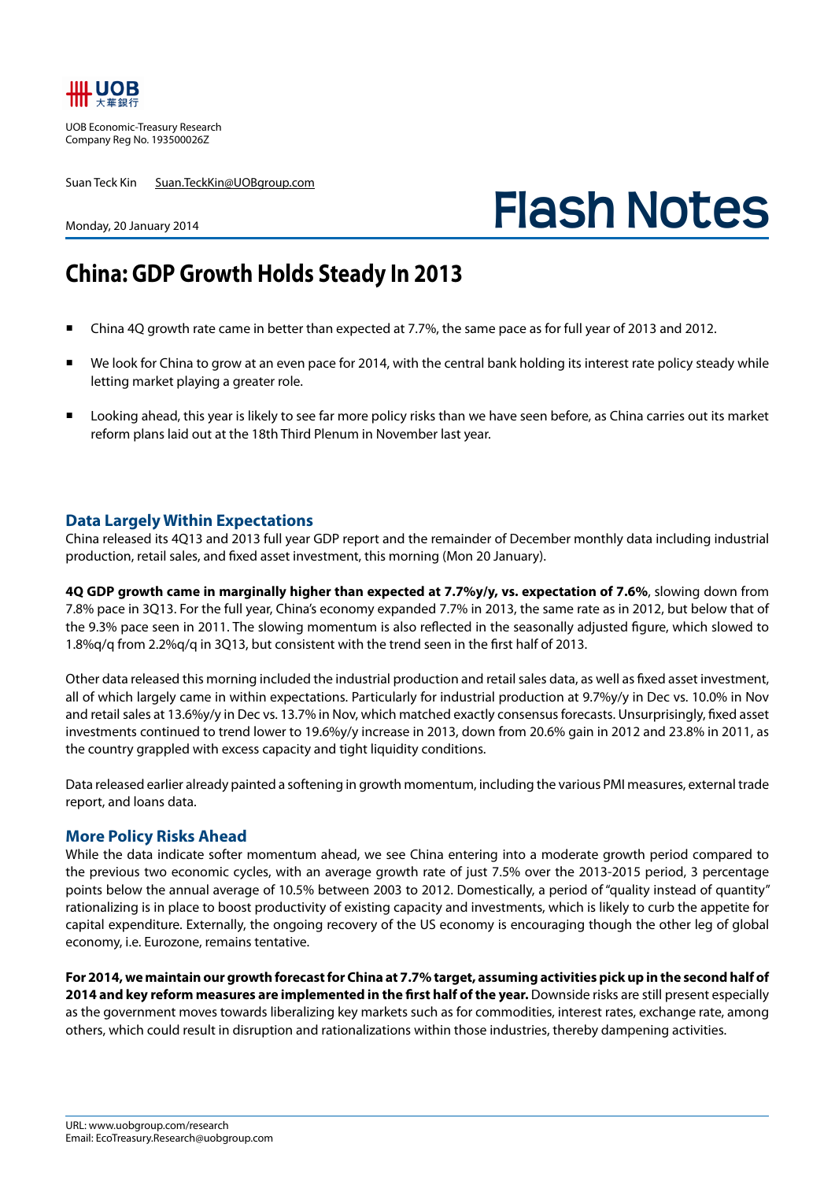UOB Economic-Treasury Research
Company Reg No. 193500026Z

Suan Teck Kin    Suan.TeckKin@UOBgroup.com

Monday, 20 January 2014

# Flash Notes

## China: GDP Growth Holds Steady In 2013

- China 4Q growth rate came in better than expected at 7.7%, the same pace as for full year of 2013 and 2012.
- We look for China to grow at an even pace for 2014, with the central bank holding its interest rate policy steady while letting market playing a greater role.
- Looking ahead, this year is likely to see far more policy risks than we have seen before, as China carries out its market reform plans laid out at the 18th Third Plenum in November last year.

### Data Largely Within Expectations

China released its 4Q13 and 2013 full year GDP report and the remainder of December monthly data including industrial production, retail sales, and fixed asset investment, this morning (Mon 20 January).

**4Q GDP growth came in marginally higher than expected at 7.7%y/y, vs. expectation of 7.6%**, slowing down from 7.8% pace in 3Q13. For the full year, China's economy expanded 7.7% in 2013, the same rate as in 2012, but below that of the 9.3% pace seen in 2011. The slowing momentum is also reflected in the seasonally adjusted figure, which slowed to 1.8%q/q from 2.2%q/q in 3Q13, but consistent with the trend seen in the first half of 2013.

Other data released this morning included the industrial production and retail sales data, as well as fixed asset investment, all of which largely came in within expectations. Particularly for industrial production at 9.7%y/y in Dec vs. 10.0% in Nov and retail sales at 13.6%y/y in Dec vs. 13.7% in Nov, which matched exactly consensus forecasts. Unsurprisingly, fixed asset investments continued to trend lower to 19.6%y/y increase in 2013, down from 20.6% gain in 2012 and 23.8% in 2011, as the country grappled with excess capacity and tight liquidity conditions.

Data released earlier already painted a softening in growth momentum, including the various PMI measures, external trade report, and loans data.

### More Policy Risks Ahead

While the data indicate softer momentum ahead, we see China entering into a moderate growth period compared to the previous two economic cycles, with an average growth rate of just 7.5% over the 2013-2015 period, 3 percentage points below the annual average of 10.5% between 2003 to 2012. Domestically, a period of "quality instead of quantity" rationalizing is in place to boost productivity of existing capacity and investments, which is likely to curb the appetite for capital expenditure. Externally, the ongoing recovery of the US economy is encouraging though the other leg of global economy, i.e. Eurozone, remains tentative.

**For 2014, we maintain our growth forecast for China at 7.7% target, assuming activities pick up in the second half of 2014 and key reform measures are implemented in the first half of the year.** Downside risks are still present especially as the government moves towards liberalizing key markets such as for commodities, interest rates, exchange rate, among others, which could result in disruption and rationalizations within those industries, thereby dampening activities.

URL: www.uobgroup.com/research
Email: EcoTreasury.Research@uobgroup.com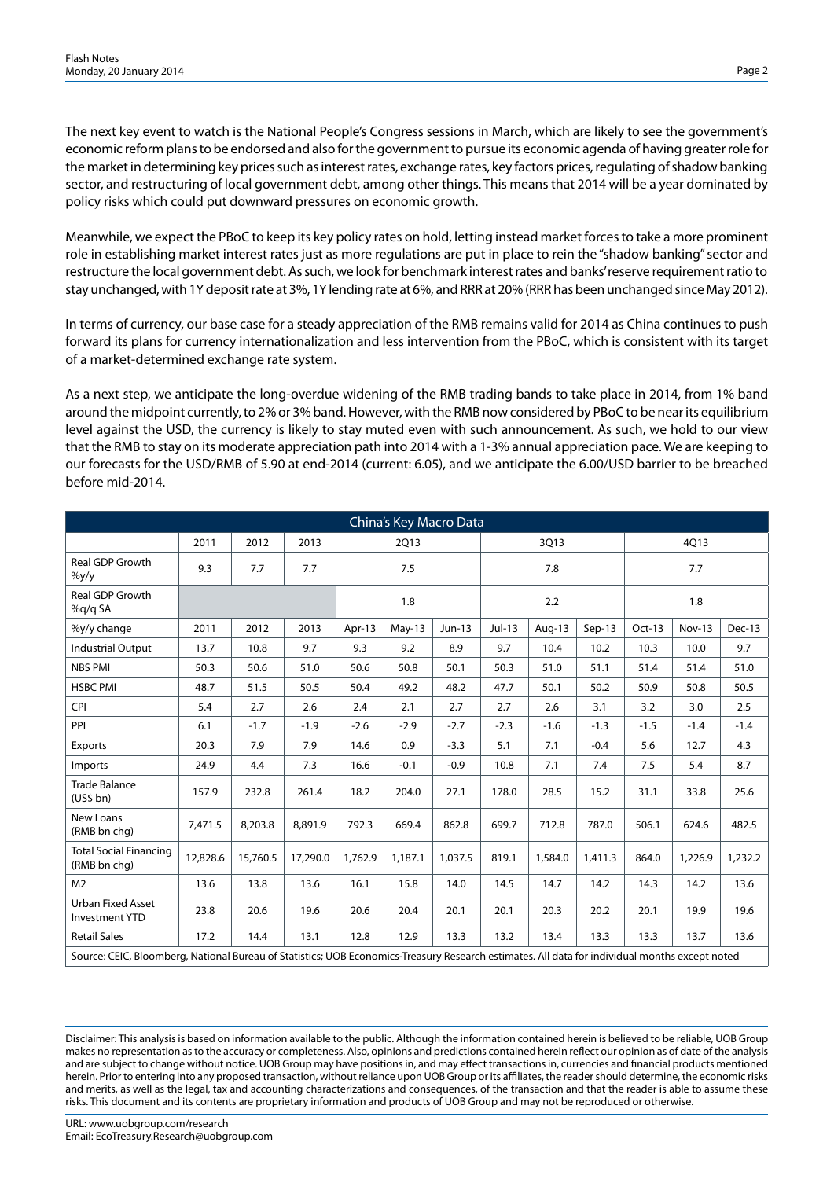The next key event to watch is the National People's Congress sessions in March, which are likely to see the government's economic reform plans to be endorsed and also for the government to pursue its economic agenda of having greater role for the market in determining key prices such as interest rates, exchange rates, key factors prices, regulating of shadow banking sector, and restructuring of local government debt, among other things. This means that 2014 will be a year dominated by policy risks which could put downward pressures on economic growth.

Meanwhile, we expect the PBoC to keep its key policy rates on hold, letting instead market forces to take a more prominent role in establishing market interest rates just as more regulations are put in place to rein the "shadow banking" sector and restructure the local government debt. As such, we look for benchmark interest rates and banks' reserve requirement ratio to stay unchanged, with 1Y deposit rate at 3%, 1Y lending rate at 6%, and RRR at 20% (RRR has been unchanged since May 2012).

In terms of currency, our base case for a steady appreciation of the RMB remains valid for 2014 as China continues to push forward its plans for currency internationalization and less intervention from the PBoC, which is consistent with its target of a market-determined exchange rate system.

As a next step, we anticipate the long-overdue widening of the RMB trading bands to take place in 2014, from 1% band around the midpoint currently, to 2% or 3% band. However, with the RMB now considered by PBoC to be near its equilibrium level against the USD, the currency is likely to stay muted even with such announcement. As such, we hold to our view that the RMB to stay on its moderate appreciation path into 2014 with a 1-3% annual appreciation pace. We are keeping to our forecasts for the USD/RMB of 5.90 at end-2014 (current: 6.05), and we anticipate the 6.00/USD barrier to be breached before mid-2014.

**China's Key Macro Data**

| | 2011 | 2012 | 2013 | 2Q13 | | | 3Q13 | | | 4Q13 | | |
|---|---|---|---|---|---|---|---|---|---|---|---|---|
| Real GDP Growth %y/y | 9.3 | 7.7 | 7.7 | 7.5 | | | 7.8 | | | 7.7 | | |
| Real GDP Growth %q/q SA | | | | 1.8 | | | 2.2 | | | 1.8 | | |
| %y/y change | 2011 | 2012 | 2013 | Apr-13 | May-13 | Jun-13 | Jul-13 | Aug-13 | Sep-13 | Oct-13 | Nov-13 | Dec-13 |
| Industrial Output | 13.7 | 10.8 | 9.7 | 9.3 | 9.2 | 8.9 | 9.7 | 10.4 | 10.2 | 10.3 | 10.0 | 9.7 |
| NBS PMI | 50.3 | 50.6 | 51.0 | 50.6 | 50.8 | 50.1 | 50.3 | 51.0 | 51.1 | 51.4 | 51.4 | 51.0 |
| HSBC PMI | 48.7 | 51.5 | 50.5 | 50.4 | 49.2 | 48.2 | 47.7 | 50.1 | 50.2 | 50.9 | 50.8 | 50.5 |
| CPI | 5.4 | 2.7 | 2.6 | 2.4 | 2.1 | 2.7 | 2.7 | 2.6 | 3.1 | 3.2 | 3.0 | 2.5 |
| PPI | 6.1 | -1.7 | -1.9 | -2.6 | -2.9 | -2.7 | -2.3 | -1.6 | -1.3 | -1.5 | -1.4 | -1.4 |
| Exports | 20.3 | 7.9 | 7.9 | 14.6 | 0.9 | -3.3 | 5.1 | 7.1 | -0.4 | 5.6 | 12.7 | 4.3 |
| Imports | 24.9 | 4.4 | 7.3 | 16.6 | -0.1 | -0.9 | 10.8 | 7.1 | 7.4 | 7.5 | 5.4 | 8.7 |
| Trade Balance (US$ bn) | 157.9 | 232.8 | 261.4 | 18.2 | 204.0 | 27.1 | 178.0 | 28.5 | 15.2 | 31.1 | 33.8 | 25.6 |
| New Loans (RMB bn chg) | 7,471.5 | 8,203.8 | 8,891.9 | 792.3 | 669.4 | 862.8 | 699.7 | 712.8 | 787.0 | 506.1 | 624.6 | 482.5 |
| Total Social Financing (RMB bn chg) | 12,828.6 | 15,760.5 | 17,290.0 | 1,762.9 | 1,187.1 | 1,037.5 | 819.1 | 1,584.0 | 1,411.3 | 864.0 | 1,226.9 | 1,232.2 |
| M2 | 13.6 | 13.8 | 13.6 | 16.1 | 15.8 | 14.0 | 14.5 | 14.7 | 14.2 | 14.3 | 14.2 | 13.6 |
| Urban Fixed Asset Investment YTD | 23.8 | 20.6 | 19.6 | 20.6 | 20.4 | 20.1 | 20.1 | 20.3 | 20.2 | 20.1 | 19.9 | 19.6 |
| Retail Sales | 17.2 | 14.4 | 13.1 | 12.8 | 12.9 | 13.3 | 13.2 | 13.4 | 13.3 | 13.3 | 13.7 | 13.6 |

Source: CEIC, Bloomberg, National Bureau of Statistics; UOB Economics-Treasury Research estimates. All data for individual months except noted

Disclaimer: This analysis is based on information available to the public. Although the information contained herein is believed to be reliable, UOB Group makes no representation as to the accuracy or completeness. Also, opinions and predictions contained herein reflect our opinion as of date of the analysis and are subject to change without notice. UOB Group may have positions in, and may effect transactions in, currencies and financial products mentioned herein. Prior to entering into any proposed transaction, without reliance upon UOB Group or its affiliates, the reader should determine, the economic risks and merits, as well as the legal, tax and accounting characterizations and consequences, of the transaction and that the reader is able to assume these risks. This document and its contents are proprietary information and products of UOB Group and may not be reproduced or otherwise.

URL: www.uobgroup.com/research
Email: EcoTreasury.Research@uobgroup.com